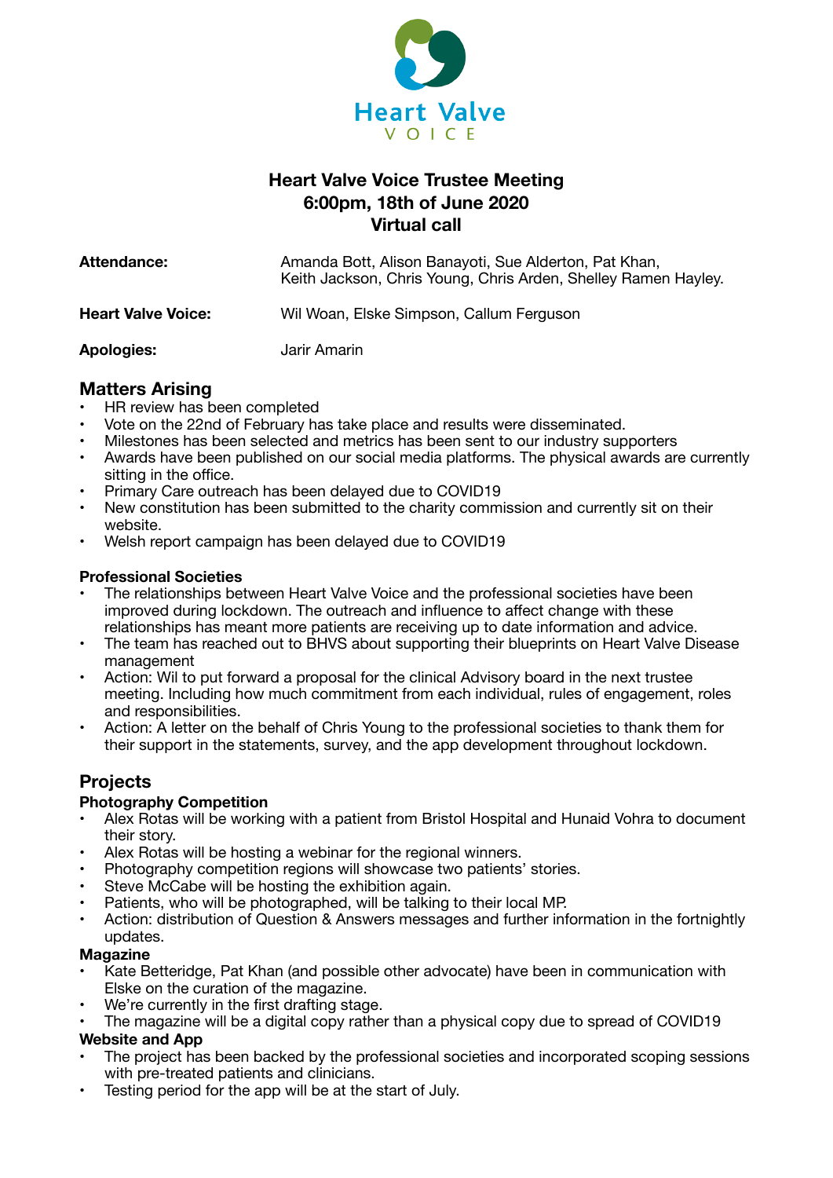Heart Valve VOICE

# Heart Valve Voice Trustee Meeting
## 6:00pm, 18th of June 2020
## Virtual call

| | |
|---|---|
| **Attendance:** | Amanda Bott, Alison Banayoti, Sue Alderton, Pat Khan, Keith Jackson, Chris Young, Chris Arden, Shelley Ramen Hayley. |
| **Heart Valve Voice:** | Wil Woan, Elske Simpson, Callum Ferguson |
| **Apologies:** | Jarir Amarin |

## Matters Arising

- HR review has been completed
- Vote on the 22nd of February has take place and results were disseminated.
- Milestones has been selected and metrics has been sent to our industry supporters
- Awards have been published on our social media platforms. The physical awards are currently sitting in the office.
- Primary Care outreach has been delayed due to COVID19
- New constitution has been submitted to the charity commission and currently sit on their website.
- Welsh report campaign has been delayed due to COVID19

### Professional Societies

- The relationships between Heart Valve Voice and the professional societies have been improved during lockdown. The outreach and influence to affect change with these relationships has meant more patients are receiving up to date information and advice.
- The team has reached out to BHVS about supporting their blueprints on Heart Valve Disease management
- Action: Wil to put forward a proposal for the clinical Advisory board in the next trustee meeting. Including how much commitment from each individual, rules of engagement, roles and responsibilities.
- Action: A letter on the behalf of Chris Young to the professional societies to thank them for their support in the statements, survey, and the app development throughout lockdown.

## Projects

### Photography Competition

- Alex Rotas will be working with a patient from Bristol Hospital and Hunaid Vohra to document their story.
- Alex Rotas will be hosting a webinar for the regional winners.
- Photography competition regions will showcase two patients' stories.
- Steve McCabe will be hosting the exhibition again.
- Patients, who will be photographed, will be talking to their local MP.
- Action: distribution of Question & Answers messages and further information in the fortnightly updates.

### Magazine

- Kate Betteridge, Pat Khan (and possible other advocate) have been in communication with Elske on the curation of the magazine.
- We're currently in the first drafting stage.
- The magazine will be a digital copy rather than a physical copy due to spread of COVID19

### Website and App

- The project has been backed by the professional societies and incorporated scoping sessions with pre-treated patients and clinicians.
- Testing period for the app will be at the start of July.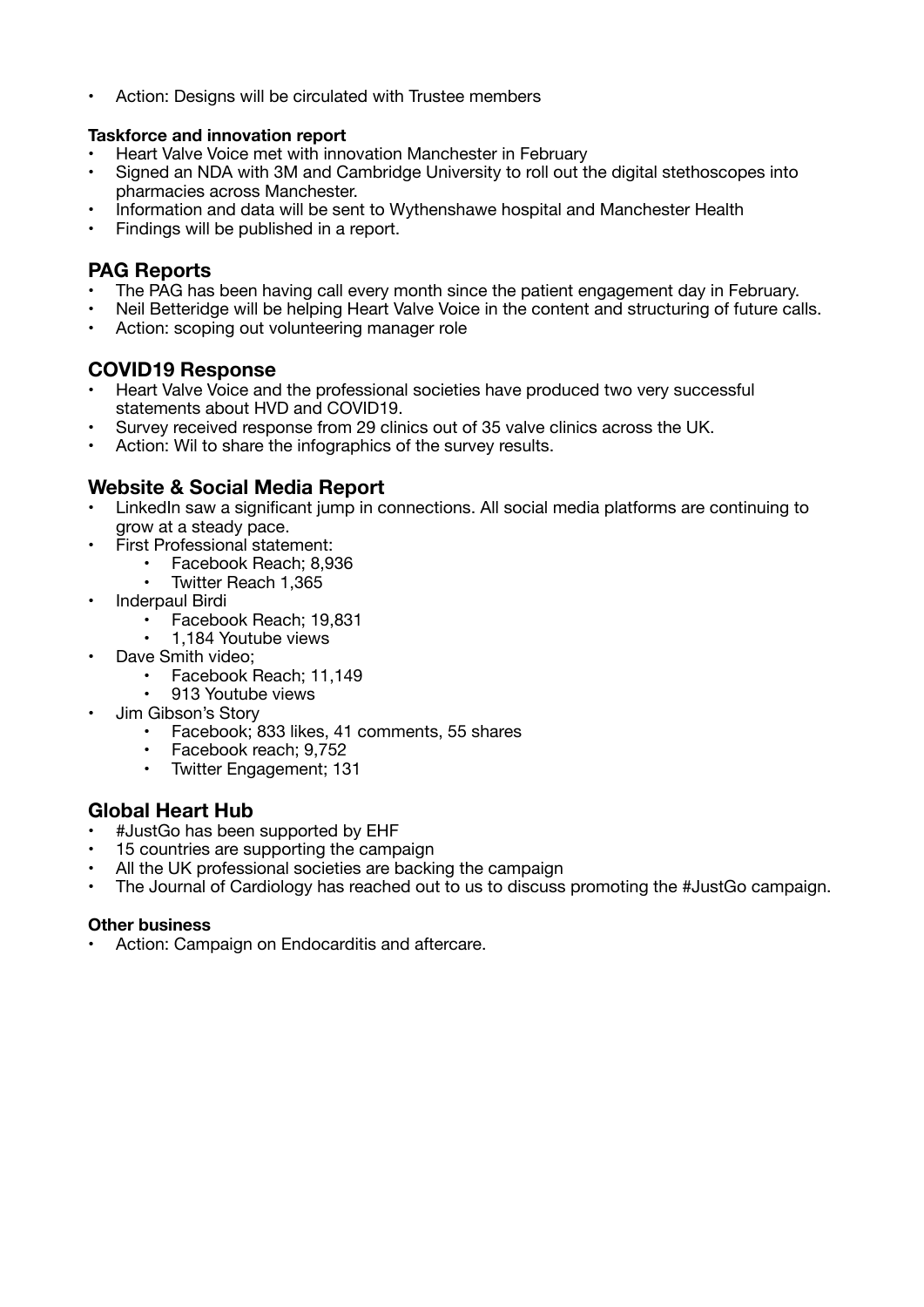- Action: Designs will be circulated with Trustee members

**Taskforce and innovation report**

- Heart Valve Voice met with innovation Manchester in February
- Signed an NDA with 3M and Cambridge University to roll out the digital stethoscopes into pharmacies across Manchester.
- Information and data will be sent to Wythenshawe hospital and Manchester Health
- Findings will be published in a report.

## PAG Reports

- The PAG has been having call every month since the patient engagement day in February.
- Neil Betteridge will be helping Heart Valve Voice in the content and structuring of future calls.
- Action: scoping out volunteering manager role

## COVID19 Response

- Heart Valve Voice and the professional societies have produced two very successful statements about HVD and COVID19.
- Survey received response from 29 clinics out of 35 valve clinics across the UK.
- Action: Wil to share the infographics of the survey results.

## Website & Social Media Report

- LinkedIn saw a significant jump in connections. All social media platforms are continuing to grow at a steady pace.
- First Professional statement:
    - Facebook Reach; 8,936
    - Twitter Reach 1,365
- Inderpaul Birdi
    - Facebook Reach; 19,831
    - 1,184 Youtube views
- Dave Smith video;
    - Facebook Reach; 11,149
    - 913 Youtube views
- Jim Gibson's Story
    - Facebook; 833 likes, 41 comments, 55 shares
    - Facebook reach; 9,752
    - Twitter Engagement; 131

## Global Heart Hub

- #JustGo has been supported by EHF
- 15 countries are supporting the campaign
- All the UK professional societies are backing the campaign
- The Journal of Cardiology has reached out to us to discuss promoting the #JustGo campaign.

**Other business**

- Action: Campaign on Endocarditis and aftercare.